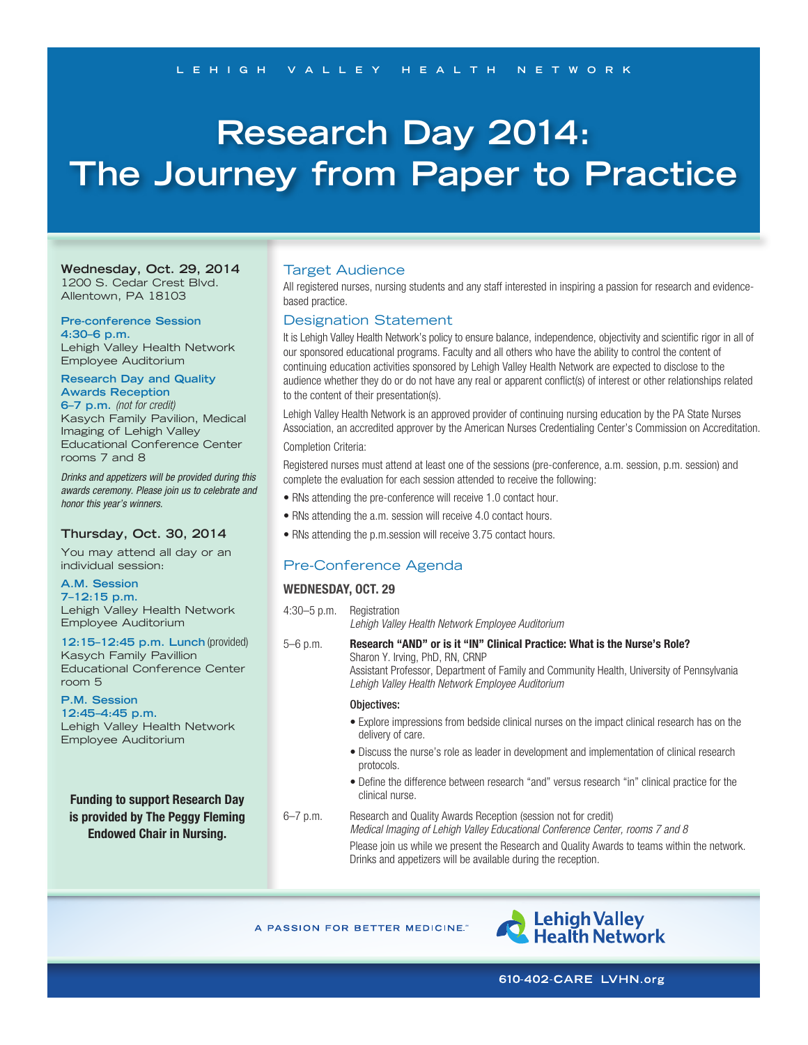LEHIGH VALLEY HEALTH NETWORK

# Research Day 2014: The Journey from Paper to Practice

**Wednesday, Oct. 29, 2014**
1200 S. Cedar Crest Blvd.
Allentown, PA 18103

**Pre-conference Session**
**4:30–6 p.m.**
Lehigh Valley Health Network Employee Auditorium

**Research Day and Quality Awards Reception**
**6–7 p.m.** *(not for credit)*
Kasych Family Pavilion, Medical Imaging of Lehigh Valley Educational Conference Center rooms 7 and 8

*Drinks and appetizers will be provided during this awards ceremony. Please join us to celebrate and honor this year's winners.*

**Thursday, Oct. 30, 2014**
You may attend all day or an individual session:

**A.M. Session**
**7–12:15 p.m.**
Lehigh Valley Health Network Employee Auditorium

**12:15–12:45 p.m. Lunch** (provided)
Kasych Family Pavillion Educational Conference Center room 5

**P.M. Session**
**12:45–4:45 p.m.**
Lehigh Valley Health Network Employee Auditorium

**Funding to support Research Day is provided by The Peggy Fleming Endowed Chair in Nursing.**

## Target Audience

All registered nurses, nursing students and any staff interested in inspiring a passion for research and evidence-based practice.

## Designation Statement

It is Lehigh Valley Health Network's policy to ensure balance, independence, objectivity and scientific rigor in all of our sponsored educational programs. Faculty and all others who have the ability to control the content of continuing education activities sponsored by Lehigh Valley Health Network are expected to disclose to the audience whether they do or do not have any real or apparent conflict(s) of interest or other relationships related to the content of their presentation(s).

Lehigh Valley Health Network is an approved provider of continuing nursing education by the PA State Nurses Association, an accredited approver by the American Nurses Credentialing Center's Commission on Accreditation.

Completion Criteria:

Registered nurses must attend at least one of the sessions (pre-conference, a.m. session, p.m. session) and complete the evaluation for each session attended to receive the following:

- RNs attending the pre-conference will receive 1.0 contact hour.
- RNs attending the a.m. session will receive 4.0 contact hours.
- RNs attending the p.m.session will receive 3.75 contact hours.

## Pre-Conference Agenda

### WEDNESDAY, OCT. 29

4:30–5 p.m. Registration
*Lehigh Valley Health Network Employee Auditorium*

5–6 p.m. **Research "AND" or is it "IN" Clinical Practice: What is the Nurse's Role?**
Sharon Y. Irving, PhD, RN, CRNP
Assistant Professor, Department of Family and Community Health, University of Pennsylvania
*Lehigh Valley Health Network Employee Auditorium*

**Objectives:**

- Explore impressions from bedside clinical nurses on the impact clinical research has on the delivery of care.
- Discuss the nurse's role as leader in development and implementation of clinical research protocols.
- Define the difference between research "and" versus research "in" clinical practice for the clinical nurse.

6–7 p.m. Research and Quality Awards Reception (session not for credit)
*Medical Imaging of Lehigh Valley Educational Conference Center, rooms 7 and 8*
Please join us while we present the Research and Quality Awards to teams within the network. Drinks and appetizers will be available during the reception.

A PASSION FOR BETTER MEDICINE.™

Lehigh Valley Health Network

610-402-CARE LVHN.org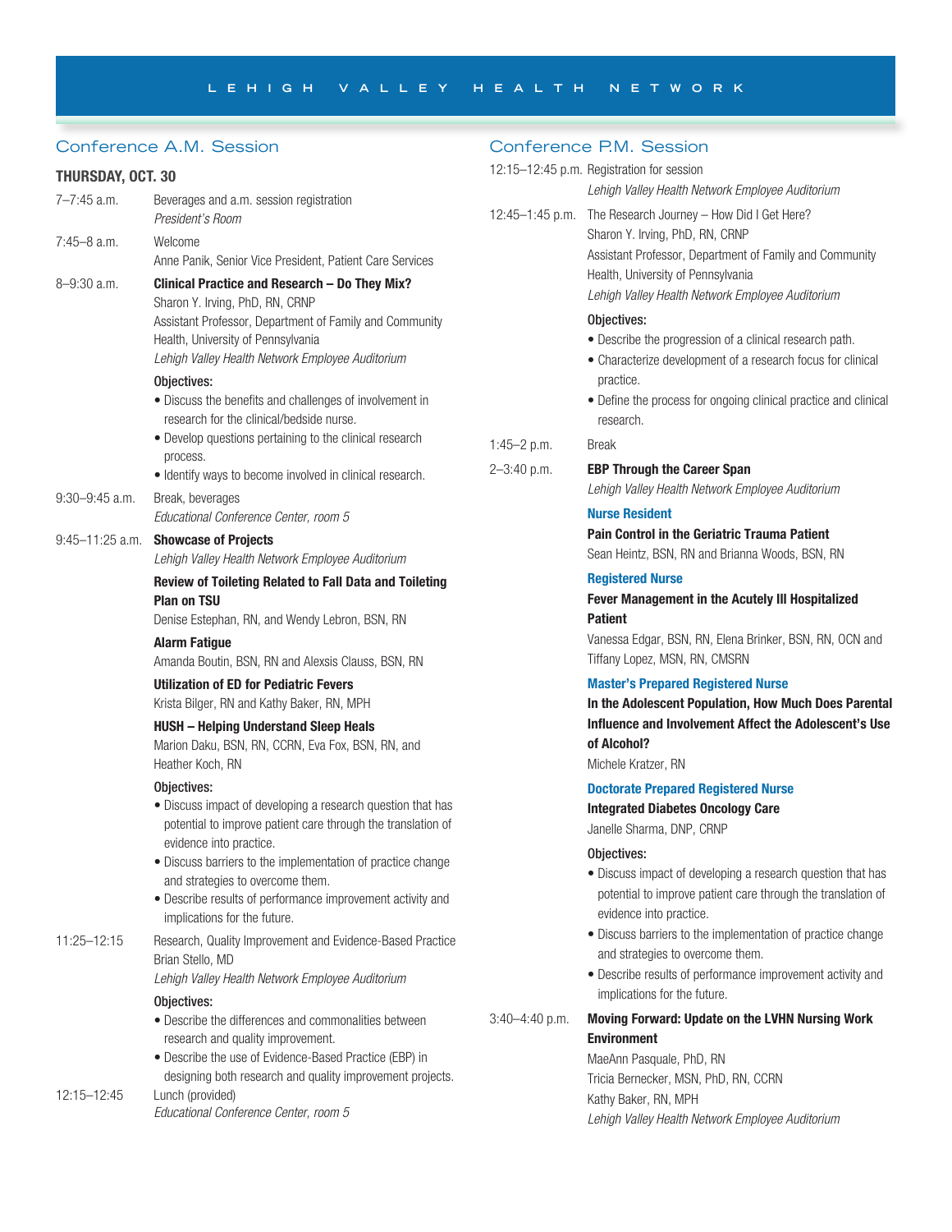## Conference A.M. Session

**THURSDAY, OCT. 30**

7–7:45 a.m. — Beverages and a.m. session registration
*President's Room*

7:45–8 a.m. — Welcome
Anne Panik, Senior Vice President, Patient Care Services

8–9:30 a.m. — **Clinical Practice and Research – Do They Mix?**
Sharon Y. Irving, PhD, RN, CRNP
Assistant Professor, Department of Family and Community Health, University of Pennsylvania
*Lehigh Valley Health Network Employee Auditorium*

Objectives:

- Discuss the benefits and challenges of involvement in research for the clinical/bedside nurse.
- Develop questions pertaining to the clinical research process.
- Identify ways to become involved in clinical research.

9:30–9:45 a.m. — Break, beverages
*Educational Conference Center, room 5*

9:45–11:25 a.m. — **Showcase of Projects**
*Lehigh Valley Health Network Employee Auditorium*

**Review of Toileting Related to Fall Data and Toileting Plan on TSU**
Denise Estephan, RN, and Wendy Lebron, BSN, RN

**Alarm Fatigue**
Amanda Boutin, BSN, RN and Alexsis Clauss, BSN, RN

**Utilization of ED for Pediatric Fevers**
Krista Bilger, RN and Kathy Baker, RN, MPH

**HUSH – Helping Understand Sleep Heals**
Marion Daku, BSN, RN, CCRN, Eva Fox, BSN, RN, and Heather Koch, RN

Objectives:

- Discuss impact of developing a research question that has potential to improve patient care through the translation of evidence into practice.
- Discuss barriers to the implementation of practice change and strategies to overcome them.
- Describe results of performance improvement activity and implications for the future.

11:25–12:15 — Research, Quality Improvement and Evidence-Based Practice
Brian Stello, MD
*Lehigh Valley Health Network Employee Auditorium*

Objectives:

- Describe the differences and commonalities between research and quality improvement.
- Describe the use of Evidence-Based Practice (EBP) in designing both research and quality improvement projects.

12:15–12:45 — Lunch (provided)
*Educational Conference Center, room 5*

## Conference P.M. Session

12:15–12:45 p.m. — Registration for session
*Lehigh Valley Health Network Employee Auditorium*

12:45–1:45 p.m. — The Research Journey – How Did I Get Here?
Sharon Y. Irving, PhD, RN, CRNP
Assistant Professor, Department of Family and Community Health, University of Pennsylvania
*Lehigh Valley Health Network Employee Auditorium*

Objectives:

- Describe the progression of a clinical research path.
- Characterize development of a research focus for clinical practice.
- Define the process for ongoing clinical practice and clinical research.

1:45–2 p.m. — Break

2–3:40 p.m. — **EBP Through the Career Span**
*Lehigh Valley Health Network Employee Auditorium*

**Nurse Resident**

**Pain Control in the Geriatric Trauma Patient**
Sean Heintz, BSN, RN and Brianna Woods, BSN, RN

**Registered Nurse**

**Fever Management in the Acutely Ill Hospitalized Patient**
Vanessa Edgar, BSN, RN, Elena Brinker, BSN, RN, OCN and Tiffany Lopez, MSN, RN, CMSRN

**Master's Prepared Registered Nurse**

**In the Adolescent Population, How Much Does Parental Influence and Involvement Affect the Adolescent's Use of Alcohol?**
Michele Kratzer, RN

**Doctorate Prepared Registered Nurse**

**Integrated Diabetes Oncology Care**
Janelle Sharma, DNP, CRNP

Objectives:

- Discuss impact of developing a research question that has potential to improve patient care through the translation of evidence into practice.
- Discuss barriers to the implementation of practice change and strategies to overcome them.
- Describe results of performance improvement activity and implications for the future.

3:40–4:40 p.m. — **Moving Forward: Update on the LVHN Nursing Work Environment**
MaeAnn Pasquale, PhD, RN
Tricia Bernecker, MSN, PhD, RN, CCRN
Kathy Baker, RN, MPH
*Lehigh Valley Health Network Employee Auditorium*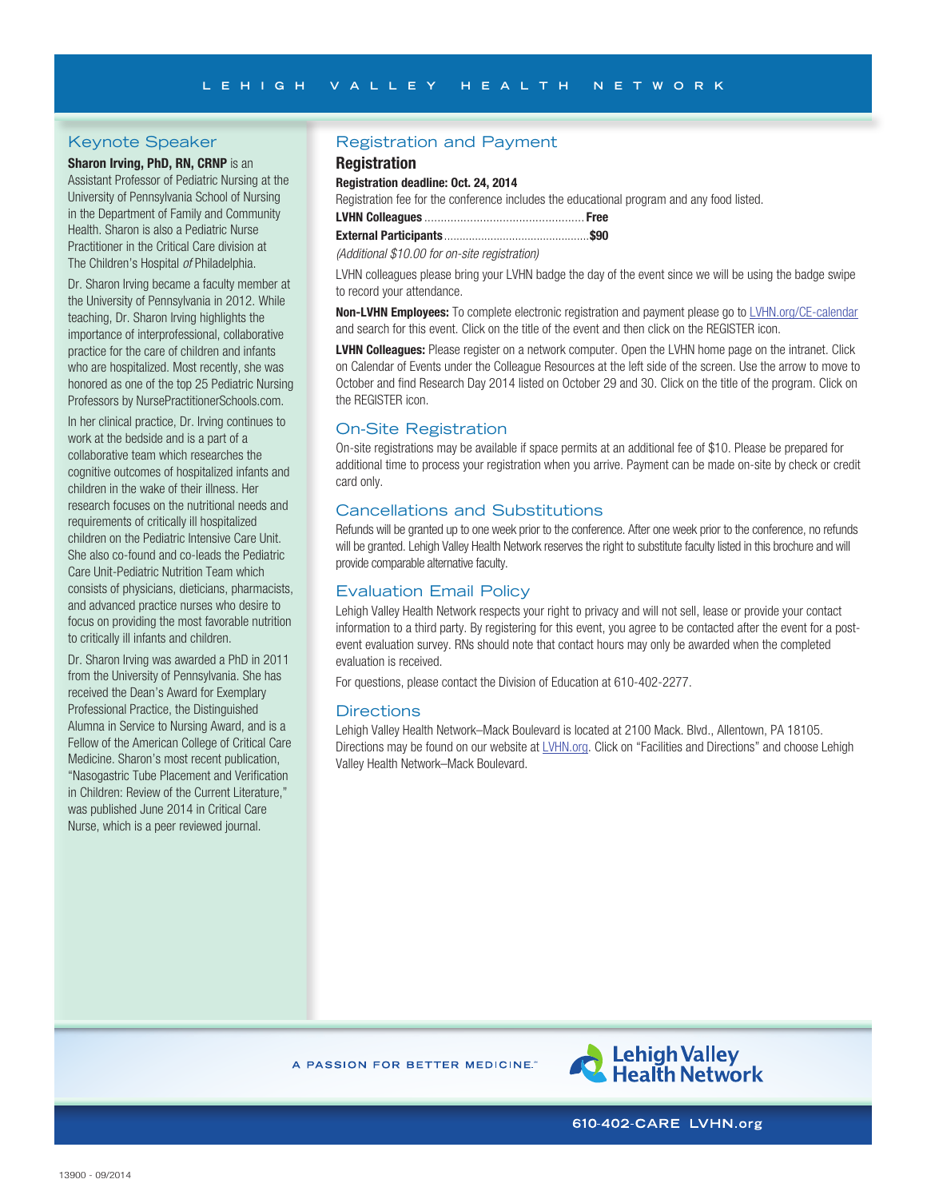## Keynote Speaker

**Sharon Irving, PhD, RN, CRNP** is an Assistant Professor of Pediatric Nursing at the University of Pennsylvania School of Nursing in the Department of Family and Community Health. Sharon is also a Pediatric Nurse Practitioner in the Critical Care division at The Children's Hospital *of* Philadelphia.

Dr. Sharon Irving became a faculty member at the University of Pennsylvania in 2012. While teaching, Dr. Sharon Irving highlights the importance of interprofessional, collaborative practice for the care of children and infants who are hospitalized. Most recently, she was honored as one of the top 25 Pediatric Nursing Professors by NursePractitionerSchools.com.

In her clinical practice, Dr. Irving continues to work at the bedside and is a part of a collaborative team which researches the cognitive outcomes of hospitalized infants and children in the wake of their illness. Her research focuses on the nutritional needs and requirements of critically ill hospitalized children on the Pediatric Intensive Care Unit. She also co-found and co-leads the Pediatric Care Unit-Pediatric Nutrition Team which consists of physicians, dieticians, pharmacists, and advanced practice nurses who desire to focus on providing the most favorable nutrition to critically ill infants and children.

Dr. Sharon Irving was awarded a PhD in 2011 from the University of Pennsylvania. She has received the Dean's Award for Exemplary Professional Practice, the Distinguished Alumna in Service to Nursing Award, and is a Fellow of the American College of Critical Care Medicine. Sharon's most recent publication, "Nasogastric Tube Placement and Verification in Children: Review of the Current Literature," was published June 2014 in Critical Care Nurse, which is a peer reviewed journal.

## Registration and Payment

### Registration

**Registration deadline: Oct. 24, 2014**

Registration fee for the conference includes the educational program and any food listed.

**LVHN Colleagues** .................................................. **Free**

**External Participants** ............................................. **$90**

*(Additional $10.00 for on-site registration)*

LVHN colleagues please bring your LVHN badge the day of the event since we will be using the badge swipe to record your attendance.

**Non-LVHN Employees:** To complete electronic registration and payment please go to LVHN.org/CE-calendar and search for this event. Click on the title of the event and then click on the REGISTER icon.

**LVHN Colleagues:** Please register on a network computer. Open the LVHN home page on the intranet. Click on Calendar of Events under the Colleague Resources at the left side of the screen. Use the arrow to move to October and find Research Day 2014 listed on October 29 and 30. Click on the title of the program. Click on the REGISTER icon.

## On-Site Registration

On-site registrations may be available if space permits at an additional fee of $10. Please be prepared for additional time to process your registration when you arrive. Payment can be made on-site by check or credit card only.

## Cancellations and Substitutions

Refunds will be granted up to one week prior to the conference. After one week prior to the conference, no refunds will be granted. Lehigh Valley Health Network reserves the right to substitute faculty listed in this brochure and will provide comparable alternative faculty.

## Evaluation Email Policy

Lehigh Valley Health Network respects your right to privacy and will not sell, lease or provide your contact information to a third party. By registering for this event, you agree to be contacted after the event for a post-event evaluation survey. RNs should note that contact hours may only be awarded when the completed evaluation is received.

For questions, please contact the Division of Education at 610-402-2277.

## Directions

Lehigh Valley Health Network–Mack Boulevard is located at 2100 Mack. Blvd., Allentown, PA 18105. Directions may be found on our website at LVHN.org. Click on "Facilities and Directions" and choose Lehigh Valley Health Network–Mack Boulevard.

A PASSION FOR BETTER MEDICINE.™

Lehigh Valley Health Network

610-402-CARE LVHN.org

13900 - 09/2014